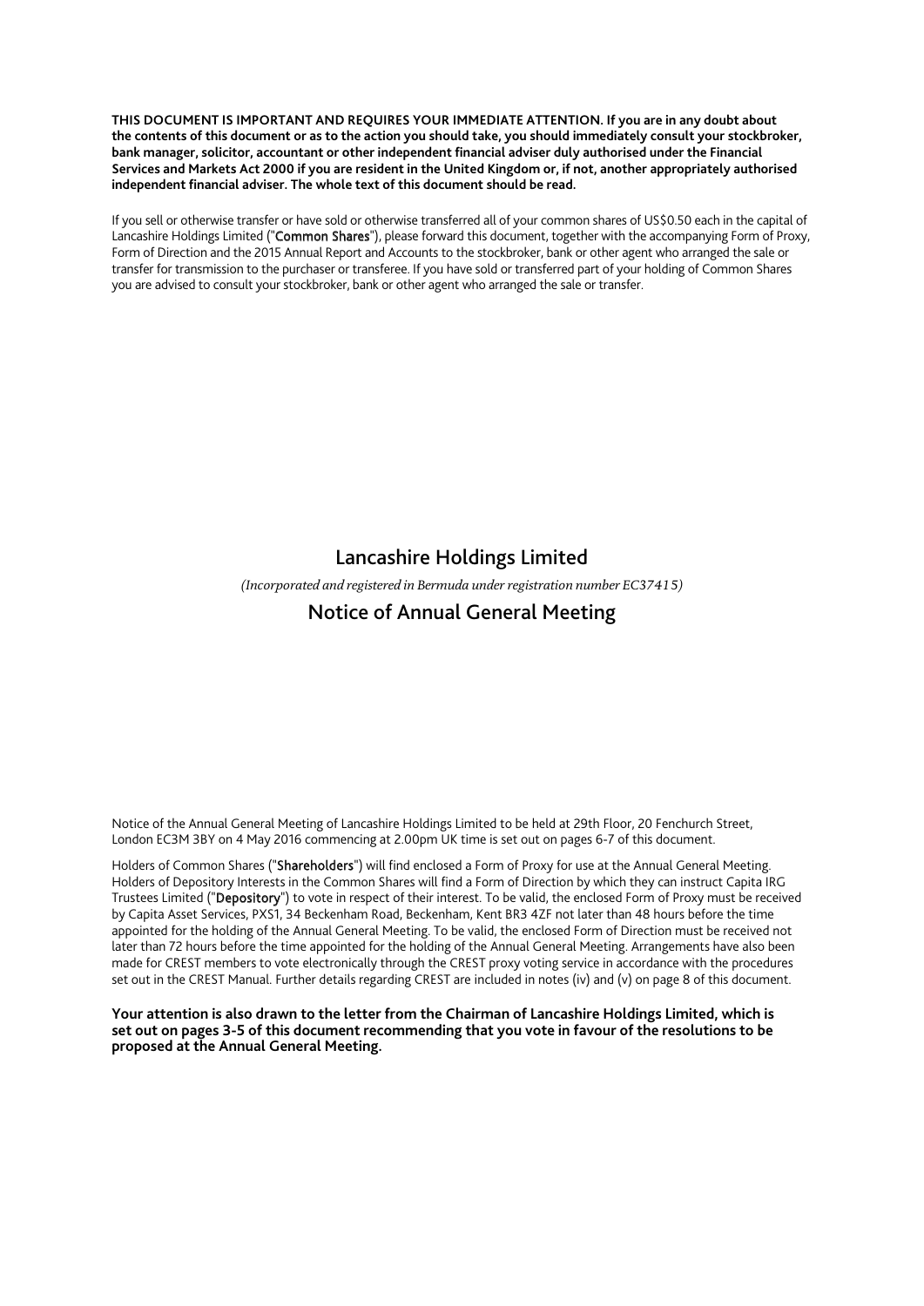**THIS DOCUMENT IS IMPORTANT AND REQUIRES YOUR IMMEDIATE ATTENTION. If you are in any doubt about the contents of this document or as to the action you should take, you should immediately consult your stockbroker, bank manager, solicitor, accountant or other independent financial adviser duly authorised under the Financial Services and Markets Act 2000 if you are resident in the United Kingdom or, if not, another appropriately authorised independent financial adviser. The whole text of this document should be read.**

If you sell or otherwise transfer or have sold or otherwise transferred all of your common shares of US$0.50 each in the capital of Lancashire Holdings Limited ("**Common Shares**"), please forward this document, together with the accompanying Form of Proxy, Form of Direction and the 2015 Annual Report and Accounts to the stockbroker, bank or other agent who arranged the sale or transfer for transmission to the purchaser or transferee. If you have sold or transferred part of your holding of Common Shares you are advised to consult your stockbroker, bank or other agent who arranged the sale or transfer.

# Lancashire Holdings Limited

*(Incorporated and registered in Bermuda under registration number EC37415)*

# Notice of Annual General Meeting

Notice of the Annual General Meeting of Lancashire Holdings Limited to be held at 29th Floor, 20 Fenchurch Street, London EC3M 3BY on 4 May 2016 commencing at 2.00pm UK time is set out on pages 6-7 of this document.

Holders of Common Shares ("**Shareholders**") will find enclosed a Form of Proxy for use at the Annual General Meeting. Holders of Depository Interests in the Common Shares will find a Form of Direction by which they can instruct Capita IRG Trustees Limited ("**Depository**") to vote in respect of their interest. To be valid, the enclosed Form of Proxy must be received by Capita Asset Services, PXS1, 34 Beckenham Road, Beckenham, Kent BR3 4ZF not later than 48 hours before the time appointed for the holding of the Annual General Meeting. To be valid, the enclosed Form of Direction must be received not later than 72 hours before the time appointed for the holding of the Annual General Meeting. Arrangements have also been made for CREST members to vote electronically through the CREST proxy voting service in accordance with the procedures set out in the CREST Manual. Further details regarding CREST are included in notes (iv) and (v) on page 8 of this document.

**Your attention is also drawn to the letter from the Chairman of Lancashire Holdings Limited, which is set out on pages 3-5 of this document recommending that you vote in favour of the resolutions to be proposed at the Annual General Meeting.**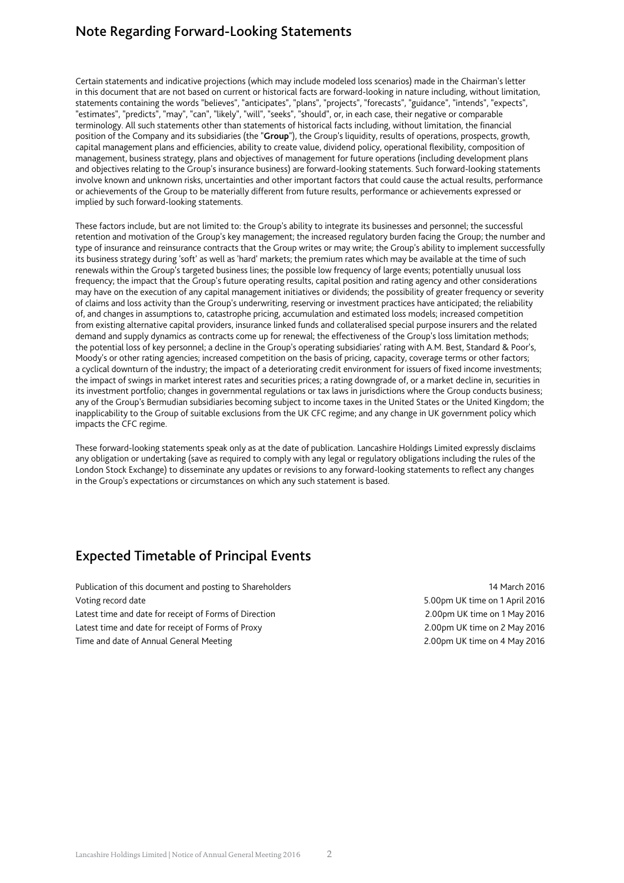## Note Regarding Forward-Looking Statements

Certain statements and indicative projections (which may include modeled loss scenarios) made in the Chairman's letter in this document that are not based on current or historical facts are forward-looking in nature including, without limitation, statements containing the words "believes", "anticipates", "plans", "projects", "forecasts", "guidance", "intends", "expects", "estimates", "predicts", "may", "can", "likely", "will", "seeks", "should", or, in each case, their negative or comparable terminology. All such statements other than statements of historical facts including, without limitation, the financial position of the Company and its subsidiaries (the "**Group**"), the Group's liquidity, results of operations, prospects, growth, capital management plans and efficiencies, ability to create value, dividend policy, operational flexibility, composition of management, business strategy, plans and objectives of management for future operations (including development plans and objectives relating to the Group's insurance business) are forward-looking statements. Such forward-looking statements involve known and unknown risks, uncertainties and other important factors that could cause the actual results, performance or achievements of the Group to be materially different from future results, performance or achievements expressed or implied by such forward-looking statements.

These factors include, but are not limited to: the Group's ability to integrate its businesses and personnel; the successful retention and motivation of the Group's key management; the increased regulatory burden facing the Group; the number and type of insurance and reinsurance contracts that the Group writes or may write; the Group's ability to implement successfully its business strategy during 'soft' as well as 'hard' markets; the premium rates which may be available at the time of such renewals within the Group's targeted business lines; the possible low frequency of large events; potentially unusual loss frequency; the impact that the Group's future operating results, capital position and rating agency and other considerations may have on the execution of any capital management initiatives or dividends; the possibility of greater frequency or severity of claims and loss activity than the Group's underwriting, reserving or investment practices have anticipated; the reliability of, and changes in assumptions to, catastrophe pricing, accumulation and estimated loss models; increased competition from existing alternative capital providers, insurance linked funds and collateralised special purpose insurers and the related demand and supply dynamics as contracts come up for renewal; the effectiveness of the Group's loss limitation methods; the potential loss of key personnel; a decline in the Group's operating subsidiaries' rating with A.M. Best, Standard & Poor's, Moody's or other rating agencies; increased competition on the basis of pricing, capacity, coverage terms or other factors; a cyclical downturn of the industry; the impact of a deteriorating credit environment for issuers of fixed income investments; the impact of swings in market interest rates and securities prices; a rating downgrade of, or a market decline in, securities in its investment portfolio; changes in governmental regulations or tax laws in jurisdictions where the Group conducts business; any of the Group's Bermudian subsidiaries becoming subject to income taxes in the United States or the United Kingdom; the inapplicability to the Group of suitable exclusions from the UK CFC regime; and any change in UK government policy which impacts the CFC regime.

These forward-looking statements speak only as at the date of publication. Lancashire Holdings Limited expressly disclaims any obligation or undertaking (save as required to comply with any legal or regulatory obligations including the rules of the London Stock Exchange) to disseminate any updates or revisions to any forward-looking statements to reflect any changes in the Group's expectations or circumstances on which any such statement is based.

## Expected Timetable of Principal Events

| | |
|---|---|
| Publication of this document and posting to Shareholders | 14 March 2016 |
| Voting record date | 5.00pm UK time on 1 April 2016 |
| Latest time and date for receipt of Forms of Direction | 2.00pm UK time on 1 May 2016 |
| Latest time and date for receipt of Forms of Proxy | 2.00pm UK time on 2 May 2016 |
| Time and date of Annual General Meeting | 2.00pm UK time on 4 May 2016 |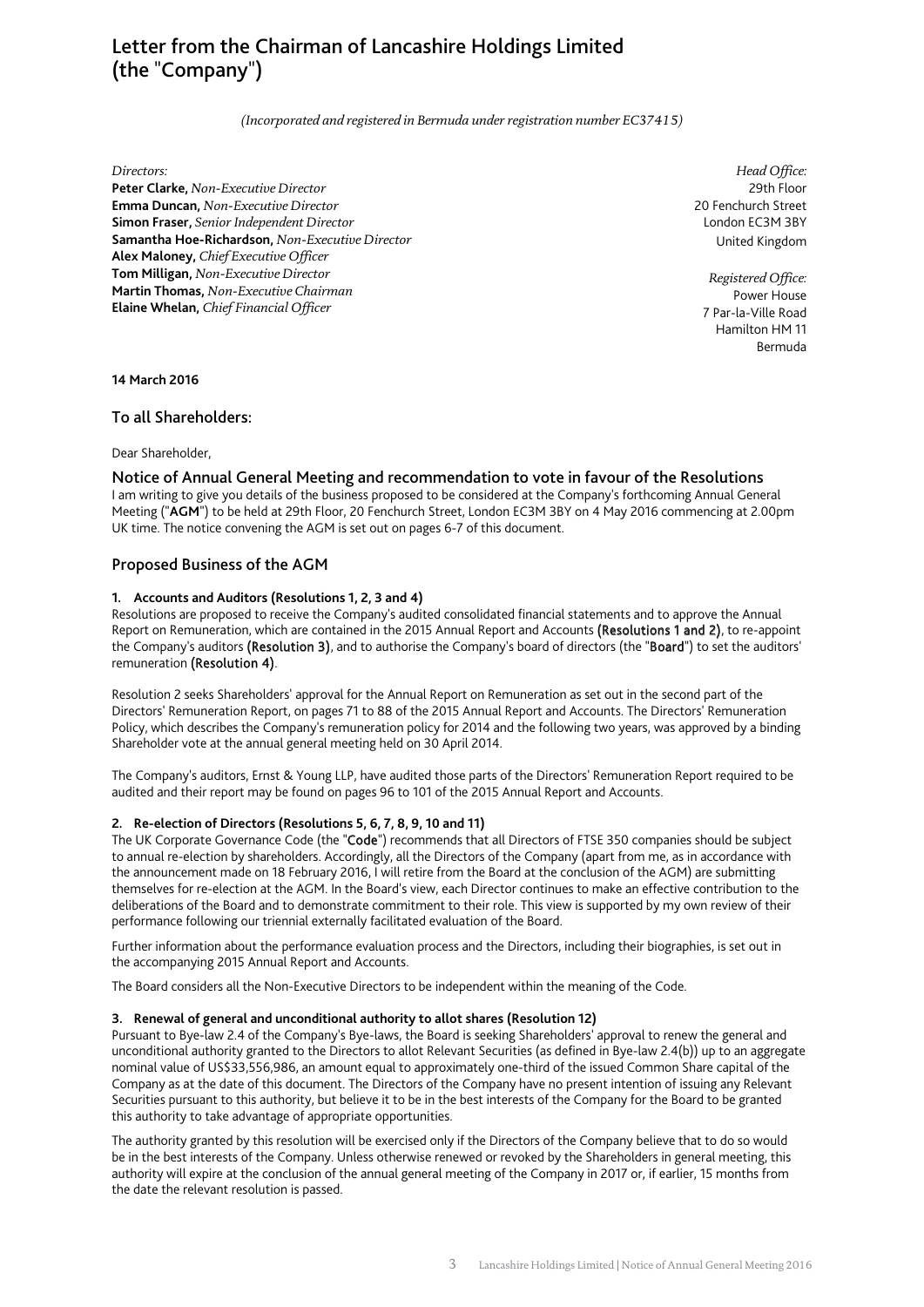# Letter from the Chairman of Lancashire Holdings Limited (the "Company")

*(Incorporated and registered in Bermuda under registration number EC37415)*

*Directors:*
**Peter Clarke,** *Non-Executive Director*
**Emma Duncan,** *Non-Executive Director*
**Simon Fraser,** *Senior Independent Director*
**Samantha Hoe-Richardson,** *Non-Executive Director*
**Alex Maloney,** *Chief Executive Officer*
**Tom Milligan,** *Non-Executive Director*
**Martin Thomas,** *Non-Executive Chairman*
**Elaine Whelan,** *Chief Financial Officer*

*Head Office:*
29th Floor
20 Fenchurch Street
London EC3M 3BY
United Kingdom

*Registered Office:*
Power House
7 Par-la-Ville Road
Hamilton HM 11
Bermuda

**14 March 2016**

## To all Shareholders:

Dear Shareholder,

### Notice of Annual General Meeting and recommendation to vote in favour of the Resolutions

I am writing to give you details of the business proposed to be considered at the Company's forthcoming Annual General Meeting ("**AGM**") to be held at 29th Floor, 20 Fenchurch Street, London EC3M 3BY on 4 May 2016 commencing at 2.00pm UK time. The notice convening the AGM is set out on pages 6-7 of this document.

## Proposed Business of the AGM

### 1. Accounts and Auditors (Resolutions 1, 2, 3 and 4)

Resolutions are proposed to receive the Company's audited consolidated financial statements and to approve the Annual Report on Remuneration, which are contained in the 2015 Annual Report and Accounts **(Resolutions 1 and 2)**, to re-appoint the Company's auditors **(Resolution 3)**, and to authorise the Company's board of directors (the "**Board**") to set the auditors' remuneration **(Resolution 4)**.

Resolution 2 seeks Shareholders' approval for the Annual Report on Remuneration as set out in the second part of the Directors' Remuneration Report, on pages 71 to 88 of the 2015 Annual Report and Accounts. The Directors' Remuneration Policy, which describes the Company's remuneration policy for 2014 and the following two years, was approved by a binding Shareholder vote at the annual general meeting held on 30 April 2014.

The Company's auditors, Ernst & Young LLP, have audited those parts of the Directors' Remuneration Report required to be audited and their report may be found on pages 96 to 101 of the 2015 Annual Report and Accounts.

### 2. Re-election of Directors (Resolutions 5, 6, 7, 8, 9, 10 and 11)

The UK Corporate Governance Code (the "**Code**") recommends that all Directors of FTSE 350 companies should be subject to annual re-election by shareholders. Accordingly, all the Directors of the Company (apart from me, as in accordance with the announcement made on 18 February 2016, I will retire from the Board at the conclusion of the AGM) are submitting themselves for re-election at the AGM. In the Board's view, each Director continues to make an effective contribution to the deliberations of the Board and to demonstrate commitment to their role. This view is supported by my own review of their performance following our triennial externally facilitated evaluation of the Board.

Further information about the performance evaluation process and the Directors, including their biographies, is set out in the accompanying 2015 Annual Report and Accounts.

The Board considers all the Non-Executive Directors to be independent within the meaning of the Code.

### 3. Renewal of general and unconditional authority to allot shares (Resolution 12)

Pursuant to Bye-law 2.4 of the Company's Bye-laws, the Board is seeking Shareholders' approval to renew the general and unconditional authority granted to the Directors to allot Relevant Securities (as defined in Bye-law 2.4(b)) up to an aggregate nominal value of US$33,556,986, an amount equal to approximately one-third of the issued Common Share capital of the Company as at the date of this document. The Directors of the Company have no present intention of issuing any Relevant Securities pursuant to this authority, but believe it to be in the best interests of the Company for the Board to be granted this authority to take advantage of appropriate opportunities.

The authority granted by this resolution will be exercised only if the Directors of the Company believe that to do so would be in the best interests of the Company. Unless otherwise renewed or revoked by the Shareholders in general meeting, this authority will expire at the conclusion of the annual general meeting of the Company in 2017 or, if earlier, 15 months from the date the relevant resolution is passed.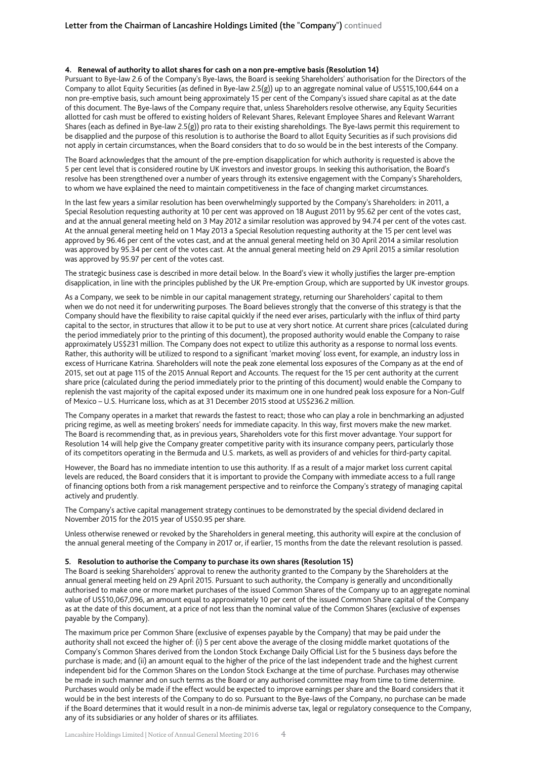### 4. Renewal of authority to allot shares for cash on a non pre-emptive basis (Resolution 14)

Pursuant to Bye-law 2.6 of the Company's Bye-laws, the Board is seeking Shareholders' authorisation for the Directors of the Company to allot Equity Securities (as defined in Bye-law 2.5(g)) up to an aggregate nominal value of US$15,100,644 on a non pre-emptive basis, such amount being approximately 15 per cent of the Company's issued share capital as at the date of this document. The Bye-laws of the Company require that, unless Shareholders resolve otherwise, any Equity Securities allotted for cash must be offered to existing holders of Relevant Shares, Relevant Employee Shares and Relevant Warrant Shares (each as defined in Bye-law 2.5(g)) pro rata to their existing shareholdings. The Bye-laws permit this requirement to be disapplied and the purpose of this resolution is to authorise the Board to allot Equity Securities as if such provisions did not apply in certain circumstances, when the Board considers that to do so would be in the best interests of the Company.

The Board acknowledges that the amount of the pre-emption disapplication for which authority is requested is above the 5 per cent level that is considered routine by UK investors and investor groups. In seeking this authorisation, the Board's resolve has been strengthened over a number of years through its extensive engagement with the Company's Shareholders, to whom we have explained the need to maintain competitiveness in the face of changing market circumstances.

In the last few years a similar resolution has been overwhelmingly supported by the Company's Shareholders: in 2011, a Special Resolution requesting authority at 10 per cent was approved on 18 August 2011 by 95.62 per cent of the votes cast, and at the annual general meeting held on 3 May 2012 a similar resolution was approved by 94.74 per cent of the votes cast. At the annual general meeting held on 1 May 2013 a Special Resolution requesting authority at the 15 per cent level was approved by 96.46 per cent of the votes cast, and at the annual general meeting held on 30 April 2014 a similar resolution was approved by 95.34 per cent of the votes cast. At the annual general meeting held on 29 April 2015 a similar resolution was approved by 95.97 per cent of the votes cast.

The strategic business case is described in more detail below. In the Board's view it wholly justifies the larger pre-emption disapplication, in line with the principles published by the UK Pre-emption Group, which are supported by UK investor groups.

As a Company, we seek to be nimble in our capital management strategy, returning our Shareholders' capital to them when we do not need it for underwriting purposes. The Board believes strongly that the converse of this strategy is that the Company should have the flexibility to raise capital quickly if the need ever arises, particularly with the influx of third party capital to the sector, in structures that allow it to be put to use at very short notice. At current share prices (calculated during the period immediately prior to the printing of this document), the proposed authority would enable the Company to raise approximately US$231 million. The Company does not expect to utilize this authority as a response to normal loss events. Rather, this authority will be utilized to respond to a significant 'market moving' loss event, for example, an industry loss in excess of Hurricane Katrina. Shareholders will note the peak zone elemental loss exposures of the Company as at the end of 2015, set out at page 115 of the 2015 Annual Report and Accounts. The request for the 15 per cent authority at the current share price (calculated during the period immediately prior to the printing of this document) would enable the Company to replenish the vast majority of the capital exposed under its maximum one in one hundred peak loss exposure for a Non-Gulf of Mexico – U.S. Hurricane loss, which as at 31 December 2015 stood at US$236.2 million.

The Company operates in a market that rewards the fastest to react; those who can play a role in benchmarking an adjusted pricing regime, as well as meeting brokers' needs for immediate capacity. In this way, first movers make the new market. The Board is recommending that, as in previous years, Shareholders vote for this first mover advantage. Your support for Resolution 14 will help give the Company greater competitive parity with its insurance company peers, particularly those of its competitors operating in the Bermuda and U.S. markets, as well as providers of and vehicles for third-party capital.

However, the Board has no immediate intention to use this authority. If as a result of a major market loss current capital levels are reduced, the Board considers that it is important to provide the Company with immediate access to a full range of financing options both from a risk management perspective and to reinforce the Company's strategy of managing capital actively and prudently.

The Company's active capital management strategy continues to be demonstrated by the special dividend declared in November 2015 for the 2015 year of US$0.95 per share.

Unless otherwise renewed or revoked by the Shareholders in general meeting, this authority will expire at the conclusion of the annual general meeting of the Company in 2017 or, if earlier, 15 months from the date the relevant resolution is passed.

### 5. Resolution to authorise the Company to purchase its own shares (Resolution 15)

The Board is seeking Shareholders' approval to renew the authority granted to the Company by the Shareholders at the annual general meeting held on 29 April 2015. Pursuant to such authority, the Company is generally and unconditionally authorised to make one or more market purchases of the issued Common Shares of the Company up to an aggregate nominal value of US$10,067,096, an amount equal to approximately 10 per cent of the issued Common Share capital of the Company as at the date of this document, at a price of not less than the nominal value of the Common Shares (exclusive of expenses payable by the Company).

The maximum price per Common Share (exclusive of expenses payable by the Company) that may be paid under the authority shall not exceed the higher of: (i) 5 per cent above the average of the closing middle market quotations of the Company's Common Shares derived from the London Stock Exchange Daily Official List for the 5 business days before the purchase is made; and (ii) an amount equal to the higher of the price of the last independent trade and the highest current independent bid for the Common Shares on the London Stock Exchange at the time of purchase. Purchases may otherwise be made in such manner and on such terms as the Board or any authorised committee may from time to time determine. Purchases would only be made if the effect would be expected to improve earnings per share and the Board considers that it would be in the best interests of the Company to do so. Pursuant to the Bye-laws of the Company, no purchase can be made if the Board determines that it would result in a non-de minimis adverse tax, legal or regulatory consequence to the Company, any of its subsidiaries or any holder of shares or its affiliates.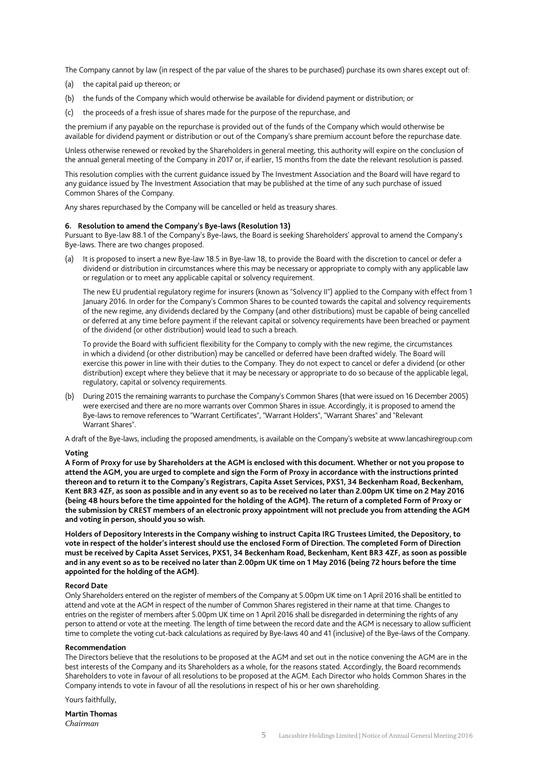The Company cannot by law (in respect of the par value of the shares to be purchased) purchase its own shares except out of:

(a) the capital paid up thereon; or

(b) the funds of the Company which would otherwise be available for dividend payment or distribution; or

(c) the proceeds of a fresh issue of shares made for the purpose of the repurchase, and

the premium if any payable on the repurchase is provided out of the funds of the Company which would otherwise be available for dividend payment or distribution or out of the Company's share premium account before the repurchase date.

Unless otherwise renewed or revoked by the Shareholders in general meeting, this authority will expire on the conclusion of the annual general meeting of the Company in 2017 or, if earlier, 15 months from the date the relevant resolution is passed.

This resolution complies with the current guidance issued by The Investment Association and the Board will have regard to any guidance issued by The Investment Association that may be published at the time of any such purchase of issued Common Shares of the Company.

Any shares repurchased by the Company will be cancelled or held as treasury shares.

**6. Resolution to amend the Company's Bye-laws (Resolution 13)**

Pursuant to Bye-law 88.1 of the Company's Bye-laws, the Board is seeking Shareholders' approval to amend the Company's Bye-laws. There are two changes proposed.

(a) It is proposed to insert a new Bye-law 18.5 in Bye-law 18, to provide the Board with the discretion to cancel or defer a dividend or distribution in circumstances where this may be necessary or appropriate to comply with any applicable law or regulation or to meet any applicable capital or solvency requirement.

The new EU prudential regulatory regime for insurers (known as "Solvency II") applied to the Company with effect from 1 January 2016. In order for the Company's Common Shares to be counted towards the capital and solvency requirements of the new regime, any dividends declared by the Company (and other distributions) must be capable of being cancelled or deferred at any time before payment if the relevant capital or solvency requirements have been breached or payment of the dividend (or other distribution) would lead to such a breach.

To provide the Board with sufficient flexibility for the Company to comply with the new regime, the circumstances in which a dividend (or other distribution) may be cancelled or deferred have been drafted widely. The Board will exercise this power in line with their duties to the Company. They do not expect to cancel or defer a dividend (or other distribution) except where they believe that it may be necessary or appropriate to do so because of the applicable legal, regulatory, capital or solvency requirements.

(b) During 2015 the remaining warrants to purchase the Company's Common Shares (that were issued on 16 December 2005) were exercised and there are no more warrants over Common Shares in issue. Accordingly, it is proposed to amend the Bye-laws to remove references to "Warrant Certificates", "Warrant Holders", "Warrant Shares" and "Relevant Warrant Shares".

A draft of the Bye-laws, including the proposed amendments, is available on the Company's website at www.lancashiregroup.com

**Voting**

**A Form of Proxy for use by Shareholders at the AGM is enclosed with this document. Whether or not you propose to attend the AGM, you are urged to complete and sign the Form of Proxy in accordance with the instructions printed thereon and to return it to the Company's Registrars, Capita Asset Services, PXS1, 34 Beckenham Road, Beckenham, Kent BR3 4ZF, as soon as possible and in any event so as to be received no later than 2.00pm UK time on 2 May 2016 (being 48 hours before the time appointed for the holding of the AGM). The return of a completed Form of Proxy or the submission by CREST members of an electronic proxy appointment will not preclude you from attending the AGM and voting in person, should you so wish.**

**Holders of Depository Interests in the Company wishing to instruct Capita IRG Trustees Limited, the Depository, to vote in respect of the holder's interest should use the enclosed Form of Direction. The completed Form of Direction must be received by Capita Asset Services, PXS1, 34 Beckenham Road, Beckenham, Kent BR3 4ZF, as soon as possible and in any event so as to be received no later than 2.00pm UK time on 1 May 2016 (being 72 hours before the time appointed for the holding of the AGM).**

**Record Date**

Only Shareholders entered on the register of members of the Company at 5.00pm UK time on 1 April 2016 shall be entitled to attend and vote at the AGM in respect of the number of Common Shares registered in their name at that time. Changes to entries on the register of members after 5.00pm UK time on 1 April 2016 shall be disregarded in determining the rights of any person to attend or vote at the meeting. The length of time between the record date and the AGM is necessary to allow sufficient time to complete the voting cut-back calculations as required by Bye-laws 40 and 41 (inclusive) of the Bye-laws of the Company.

**Recommendation**

The Directors believe that the resolutions to be proposed at the AGM and set out in the notice convening the AGM are in the best interests of the Company and its Shareholders as a whole, for the reasons stated. Accordingly, the Board recommends Shareholders to vote in favour of all resolutions to be proposed at the AGM. Each Director who holds Common Shares in the Company intends to vote in favour of all the resolutions in respect of his or her own shareholding.

Yours faithfully,

**Martin Thomas**
*Chairman*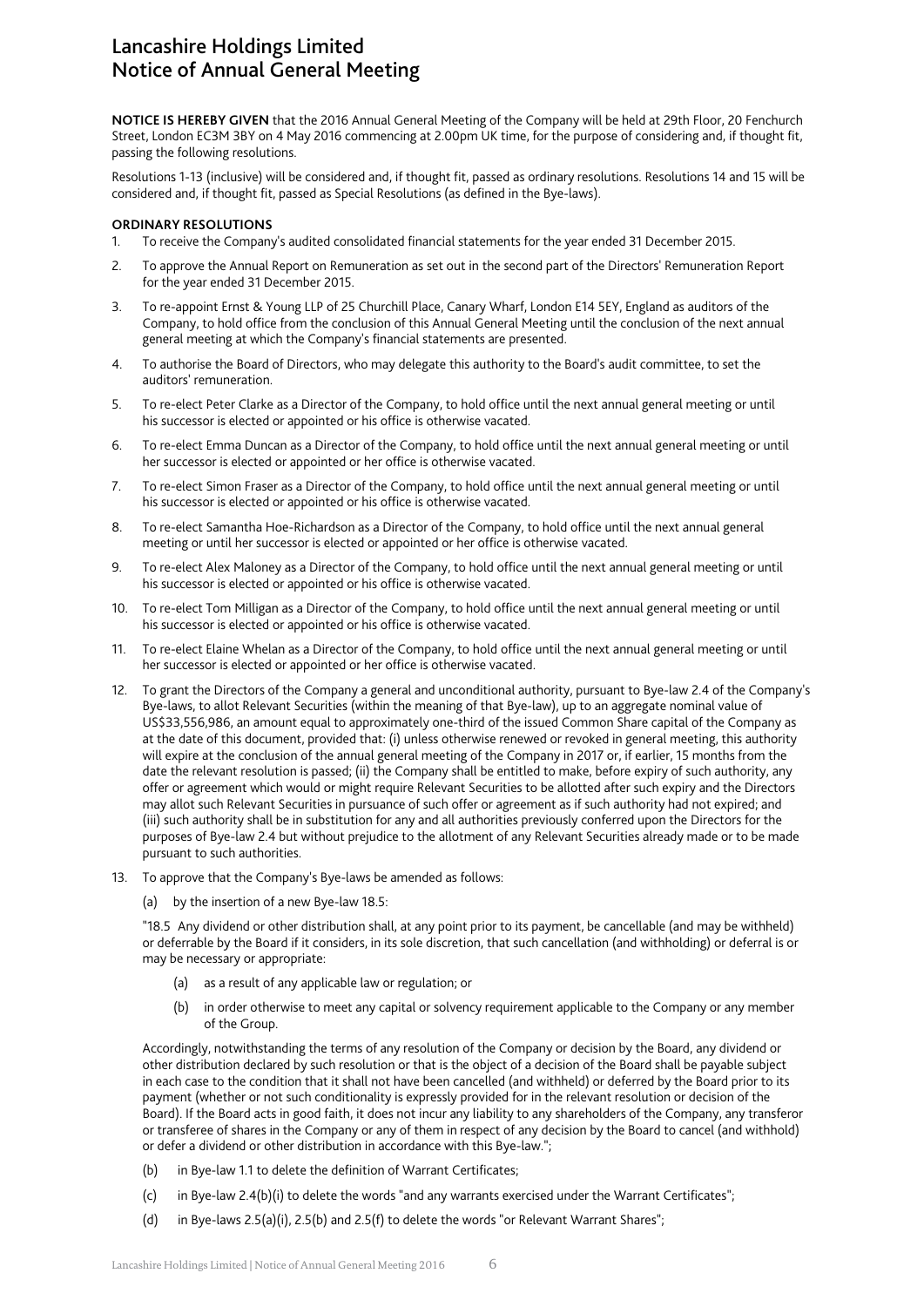# Lancashire Holdings Limited
# Notice of Annual General Meeting

**NOTICE IS HEREBY GIVEN** that the 2016 Annual General Meeting of the Company will be held at 29th Floor, 20 Fenchurch Street, London EC3M 3BY on 4 May 2016 commencing at 2.00pm UK time, for the purpose of considering and, if thought fit, passing the following resolutions.

Resolutions 1-13 (inclusive) will be considered and, if thought fit, passed as ordinary resolutions. Resolutions 14 and 15 will be considered and, if thought fit, passed as Special Resolutions (as defined in the Bye-laws).

**ORDINARY RESOLUTIONS**

1. To receive the Company's audited consolidated financial statements for the year ended 31 December 2015.
2. To approve the Annual Report on Remuneration as set out in the second part of the Directors' Remuneration Report for the year ended 31 December 2015.
3. To re-appoint Ernst & Young LLP of 25 Churchill Place, Canary Wharf, London E14 5EY, England as auditors of the Company, to hold office from the conclusion of this Annual General Meeting until the conclusion of the next annual general meeting at which the Company's financial statements are presented.
4. To authorise the Board of Directors, who may delegate this authority to the Board's audit committee, to set the auditors' remuneration.
5. To re-elect Peter Clarke as a Director of the Company, to hold office until the next annual general meeting or until his successor is elected or appointed or his office is otherwise vacated.
6. To re-elect Emma Duncan as a Director of the Company, to hold office until the next annual general meeting or until her successor is elected or appointed or her office is otherwise vacated.
7. To re-elect Simon Fraser as a Director of the Company, to hold office until the next annual general meeting or until his successor is elected or appointed or his office is otherwise vacated.
8. To re-elect Samantha Hoe-Richardson as a Director of the Company, to hold office until the next annual general meeting or until her successor is elected or appointed or her office is otherwise vacated.
9. To re-elect Alex Maloney as a Director of the Company, to hold office until the next annual general meeting or until his successor is elected or appointed or his office is otherwise vacated.
10. To re-elect Tom Milligan as a Director of the Company, to hold office until the next annual general meeting or until his successor is elected or appointed or his office is otherwise vacated.
11. To re-elect Elaine Whelan as a Director of the Company, to hold office until the next annual general meeting or until her successor is elected or appointed or her office is otherwise vacated.
12. To grant the Directors of the Company a general and unconditional authority, pursuant to Bye-law 2.4 of the Company's Bye-laws, to allot Relevant Securities (within the meaning of that Bye-law), up to an aggregate nominal value of US$33,556,986, an amount equal to approximately one-third of the issued Common Share capital of the Company as at the date of this document, provided that: (i) unless otherwise renewed or revoked in general meeting, this authority will expire at the conclusion of the annual general meeting of the Company in 2017 or, if earlier, 15 months from the date the relevant resolution is passed; (ii) the Company shall be entitled to make, before expiry of such authority, any offer or agreement which would or might require Relevant Securities to be allotted after such expiry and the Directors may allot such Relevant Securities in pursuance of such offer or agreement as if such authority had not expired; and (iii) such authority shall be in substitution for any and all authorities previously conferred upon the Directors for the purposes of Bye-law 2.4 but without prejudice to the allotment of any Relevant Securities already made or to be made pursuant to such authorities.
13. To approve that the Company's Bye-laws be amended as follows:

    (a) by the insertion of a new Bye-law 18.5:

    "18.5 Any dividend or other distribution shall, at any point prior to its payment, be cancellable (and may be withheld) or deferrable by the Board if it considers, in its sole discretion, that such cancellation (and withholding) or deferral is or may be necessary or appropriate:

    (a) as a result of any applicable law or regulation; or

    (b) in order otherwise to meet any capital or solvency requirement applicable to the Company or any member of the Group.

    Accordingly, notwithstanding the terms of any resolution of the Company or decision by the Board, any dividend or other distribution declared by such resolution or that is the object of a decision of the Board shall be payable subject in each case to the condition that it shall not have been cancelled (and withheld) or deferred by the Board prior to its payment (whether or not such conditionality is expressly provided for in the relevant resolution or decision of the Board). If the Board acts in good faith, it does not incur any liability to any shareholders of the Company, any transferor or transferee of shares in the Company or any of them in respect of any decision by the Board to cancel (and withhold) or defer a dividend or other distribution in accordance with this Bye-law.";

    (b) in Bye-law 1.1 to delete the definition of Warrant Certificates;

    (c) in Bye-law 2.4(b)(i) to delete the words "and any warrants exercised under the Warrant Certificates";

    (d) in Bye-laws 2.5(a)(i), 2.5(b) and 2.5(f) to delete the words "or Relevant Warrant Shares";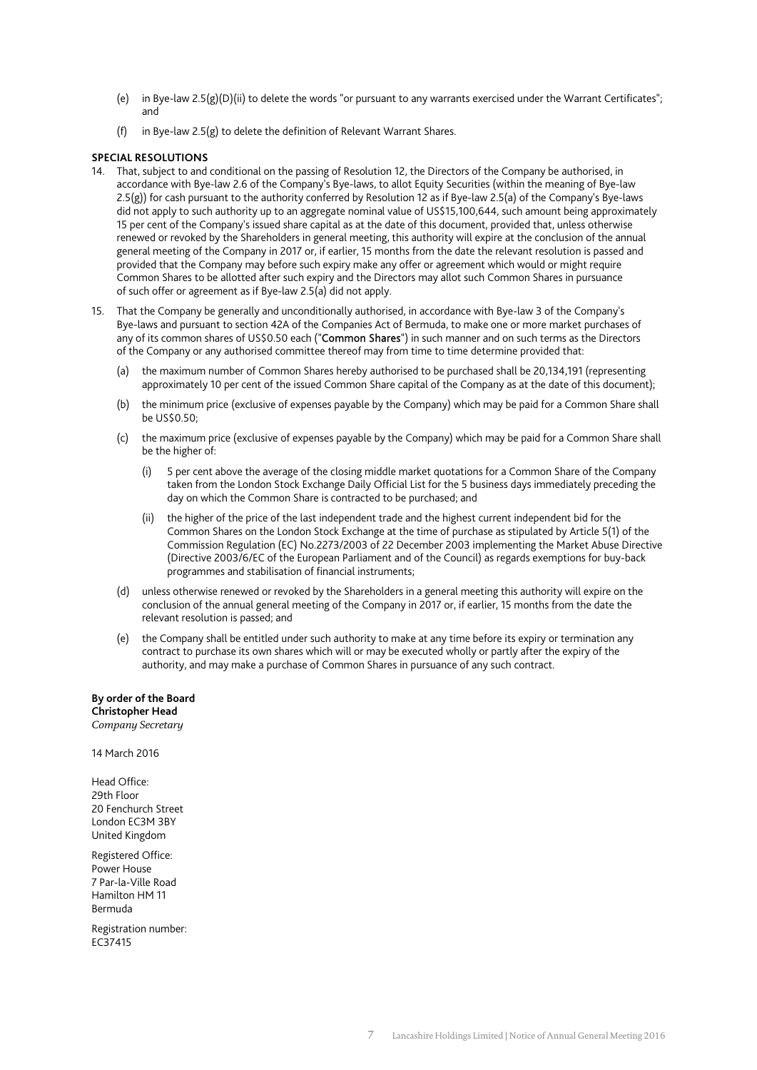(e) in Bye-law 2.5(g)(D)(ii) to delete the words "or pursuant to any warrants exercised under the Warrant Certificates"; and

(f) in Bye-law 2.5(g) to delete the definition of Relevant Warrant Shares.

**SPECIAL RESOLUTIONS**

14. That, subject to and conditional on the passing of Resolution 12, the Directors of the Company be authorised, in accordance with Bye-law 2.6 of the Company's Bye-laws, to allot Equity Securities (within the meaning of Bye-law 2.5(g)) for cash pursuant to the authority conferred by Resolution 12 as if Bye-law 2.5(a) of the Company's Bye-laws did not apply to such authority up to an aggregate nominal value of US$15,100,644, such amount being approximately 15 per cent of the Company's issued share capital as at the date of this document, provided that, unless otherwise renewed or revoked by the Shareholders in general meeting, this authority will expire at the conclusion of the annual general meeting of the Company in 2017 or, if earlier, 15 months from the date the relevant resolution is passed and provided that the Company may before such expiry make any offer or agreement which would or might require Common Shares to be allotted after such expiry and the Directors may allot such Common Shares in pursuance of such offer or agreement as if Bye-law 2.5(a) did not apply.

15. That the Company be generally and unconditionally authorised, in accordance with Bye-law 3 of the Company's Bye-laws and pursuant to section 42A of the Companies Act of Bermuda, to make one or more market purchases of any of its common shares of US$0.50 each ("**Common Shares**") in such manner and on such terms as the Directors of the Company or any authorised committee thereof may from time to time determine provided that:

    (a) the maximum number of Common Shares hereby authorised to be purchased shall be 20,134,191 (representing approximately 10 per cent of the issued Common Share capital of the Company as at the date of this document);

    (b) the minimum price (exclusive of expenses payable by the Company) which may be paid for a Common Share shall be US$0.50;

    (c) the maximum price (exclusive of expenses payable by the Company) which may be paid for a Common Share shall be the higher of:

        (i) 5 per cent above the average of the closing middle market quotations for a Common Share of the Company taken from the London Stock Exchange Daily Official List for the 5 business days immediately preceding the day on which the Common Share is contracted to be purchased; and

        (ii) the higher of the price of the last independent trade and the highest current independent bid for the Common Shares on the London Stock Exchange at the time of purchase as stipulated by Article 5(1) of the Commission Regulation (EC) No.2273/2003 of 22 December 2003 implementing the Market Abuse Directive (Directive 2003/6/EC of the European Parliament and of the Council) as regards exemptions for buy-back programmes and stabilisation of financial instruments;

    (d) unless otherwise renewed or revoked by the Shareholders in a general meeting this authority will expire on the conclusion of the annual general meeting of the Company in 2017 or, if earlier, 15 months from the date the relevant resolution is passed; and

    (e) the Company shall be entitled under such authority to make at any time before its expiry or termination any contract to purchase its own shares which will or may be executed wholly or partly after the expiry of the authority, and may make a purchase of Common Shares in pursuance of any such contract.

**By order of the Board**
**Christopher Head**
*Company Secretary*

14 March 2016

Head Office:
29th Floor
20 Fenchurch Street
London EC3M 3BY
United Kingdom

Registered Office:
Power House
7 Par-la-Ville Road
Hamilton HM 11
Bermuda

Registration number:
EC37415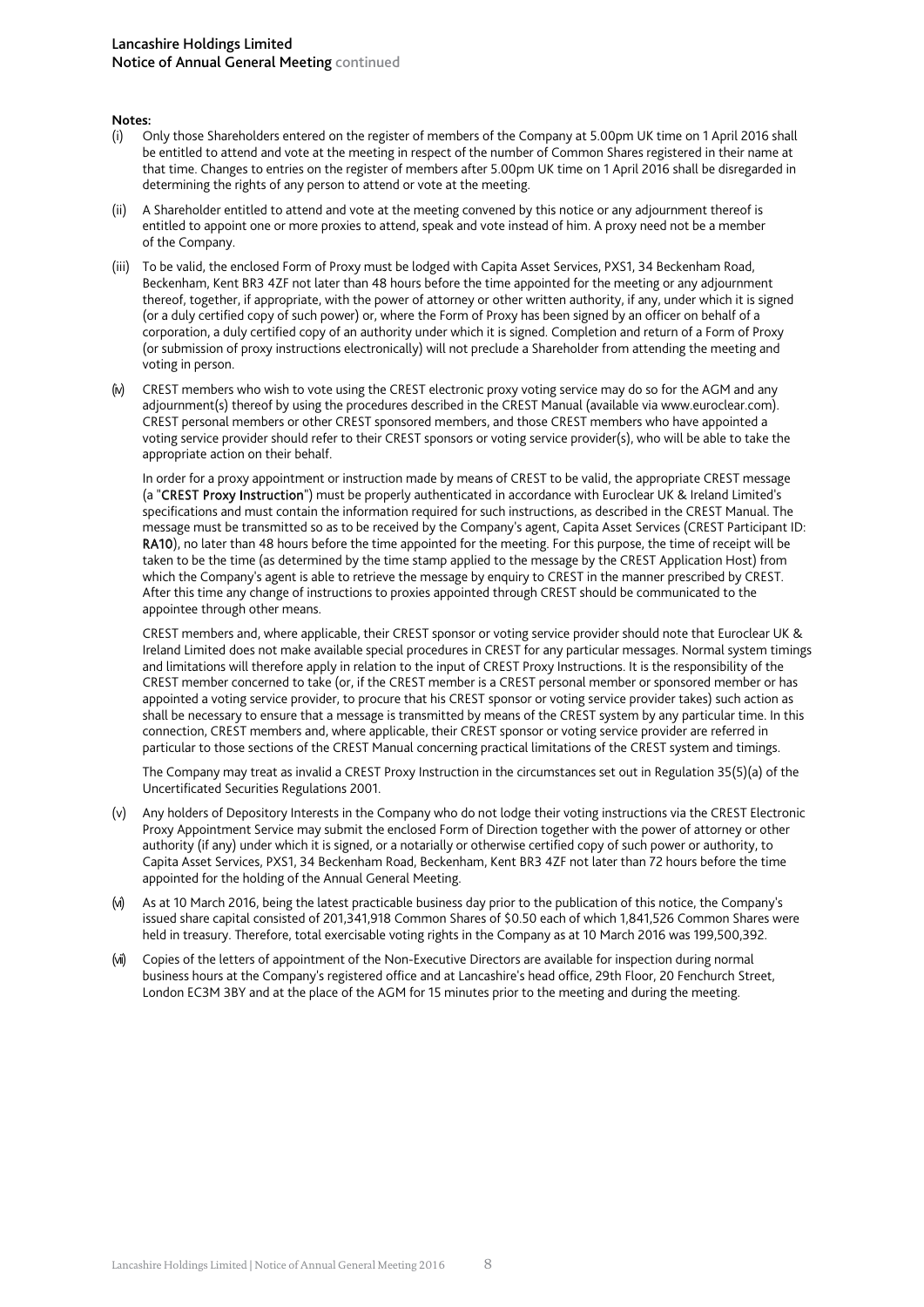**Notes:**

(i) Only those Shareholders entered on the register of members of the Company at 5.00pm UK time on 1 April 2016 shall be entitled to attend and vote at the meeting in respect of the number of Common Shares registered in their name at that time. Changes to entries on the register of members after 5.00pm UK time on 1 April 2016 shall be disregarded in determining the rights of any person to attend or vote at the meeting.

(ii) A Shareholder entitled to attend and vote at the meeting convened by this notice or any adjournment thereof is entitled to appoint one or more proxies to attend, speak and vote instead of him. A proxy need not be a member of the Company.

(iii) To be valid, the enclosed Form of Proxy must be lodged with Capita Asset Services, PXS1, 34 Beckenham Road, Beckenham, Kent BR3 4ZF not later than 48 hours before the time appointed for the meeting or any adjournment thereof, together, if appropriate, with the power of attorney or other written authority, if any, under which it is signed (or a duly certified copy of such power) or, where the Form of Proxy has been signed by an officer on behalf of a corporation, a duly certified copy of an authority under which it is signed. Completion and return of a Form of Proxy (or submission of proxy instructions electronically) will not preclude a Shareholder from attending the meeting and voting in person.

(iv) CREST members who wish to vote using the CREST electronic proxy voting service may do so for the AGM and any adjournment(s) thereof by using the procedures described in the CREST Manual (available via www.euroclear.com). CREST personal members or other CREST sponsored members, and those CREST members who have appointed a voting service provider should refer to their CREST sponsors or voting service provider(s), who will be able to take the appropriate action on their behalf.

In order for a proxy appointment or instruction made by means of CREST to be valid, the appropriate CREST message (a "**CREST Proxy Instruction**") must be properly authenticated in accordance with Euroclear UK & Ireland Limited's specifications and must contain the information required for such instructions, as described in the CREST Manual. The message must be transmitted so as to be received by the Company's agent, Capita Asset Services (CREST Participant ID: **RA10**), no later than 48 hours before the time appointed for the meeting. For this purpose, the time of receipt will be taken to be the time (as determined by the time stamp applied to the message by the CREST Application Host) from which the Company's agent is able to retrieve the message by enquiry to CREST in the manner prescribed by CREST. After this time any change of instructions to proxies appointed through CREST should be communicated to the appointee through other means.

CREST members and, where applicable, their CREST sponsor or voting service provider should note that Euroclear UK & Ireland Limited does not make available special procedures in CREST for any particular messages. Normal system timings and limitations will therefore apply in relation to the input of CREST Proxy Instructions. It is the responsibility of the CREST member concerned to take (or, if the CREST member is a CREST personal member or sponsored member or has appointed a voting service provider, to procure that his CREST sponsor or voting service provider takes) such action as shall be necessary to ensure that a message is transmitted by means of the CREST system by any particular time. In this connection, CREST members and, where applicable, their CREST sponsor or voting service provider are referred in particular to those sections of the CREST Manual concerning practical limitations of the CREST system and timings.

The Company may treat as invalid a CREST Proxy Instruction in the circumstances set out in Regulation 35(5)(a) of the Uncertificated Securities Regulations 2001.

(v) Any holders of Depository Interests in the Company who do not lodge their voting instructions via the CREST Electronic Proxy Appointment Service may submit the enclosed Form of Direction together with the power of attorney or other authority (if any) under which it is signed, or a notarially or otherwise certified copy of such power or authority, to Capita Asset Services, PXS1, 34 Beckenham Road, Beckenham, Kent BR3 4ZF not later than 72 hours before the time appointed for the holding of the Annual General Meeting.

(vi) As at 10 March 2016, being the latest practicable business day prior to the publication of this notice, the Company's issued share capital consisted of 201,341,918 Common Shares of $0.50 each of which 1,841,526 Common Shares were held in treasury. Therefore, total exercisable voting rights in the Company as at 10 March 2016 was 199,500,392.

(vii) Copies of the letters of appointment of the Non-Executive Directors are available for inspection during normal business hours at the Company's registered office and at Lancashire's head office, 29th Floor, 20 Fenchurch Street, London EC3M 3BY and at the place of the AGM for 15 minutes prior to the meeting and during the meeting.